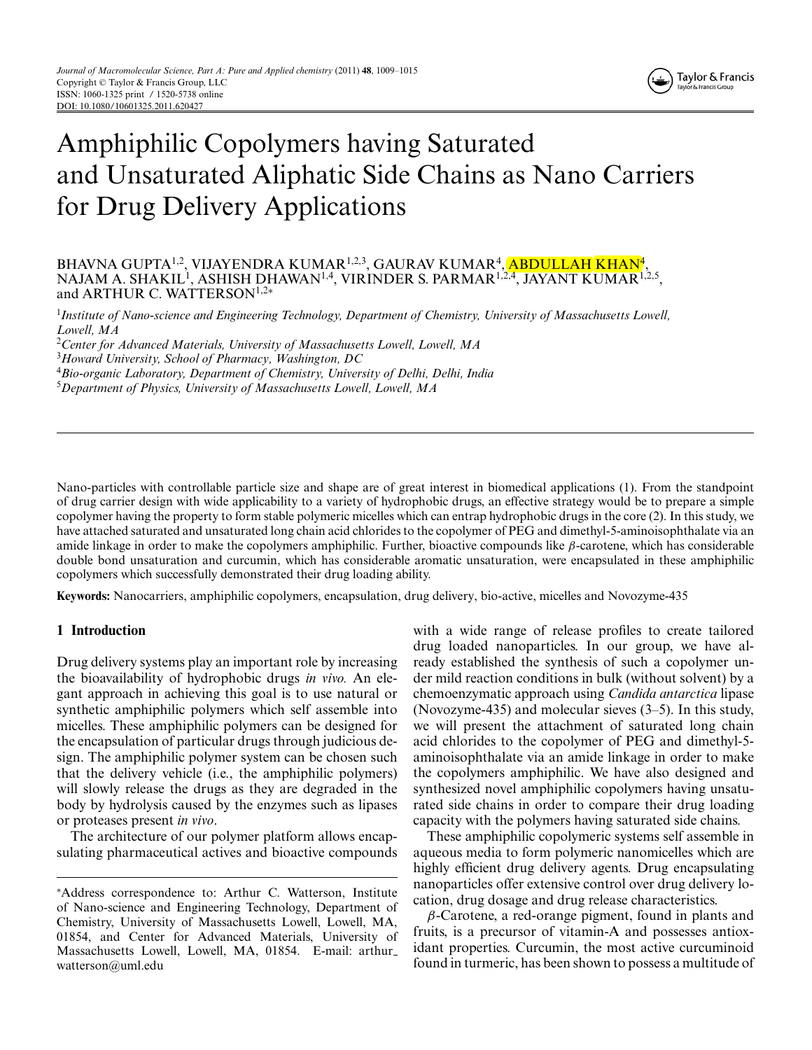# Amphiphilic Copolymers having Saturated and Unsaturated Aliphatic Side Chains as Nano Carriers for Drug Delivery Applications

BHAVNA GUPTA[1,2], VIJAYENDRA KUMAR[1,2,3], GAURAV KUMAR[4], ABDULLAH KHAN[4], NAJAM A. SHAKIL[1], ASHISH DHAWAN[1,4], VIRINDER S. PARMAR[1,2,4], JAYANT KUMAR[1,2,5], and ARTHUR C. WATTERSON[1,2*]

[1] *Institute of Nano-science and Engineering Technology, Department of Chemistry, University of Massachusetts Lowell, Lowell, MA*

[2] *Center for Advanced Materials, University of Massachusetts Lowell, Lowell, MA*

[3] *Howard University, School of Pharmacy, Washington, DC*

[4] *Bio-organic Laboratory, Department of Chemistry, University of Delhi, Delhi, India*

[5] *Department of Physics, University of Massachusetts Lowell, Lowell, MA*

Nano-particles with controllable particle size and shape are of great interest in biomedical applications (1). From the standpoint of drug carrier design with wide applicability to a variety of hydrophobic drugs, an effective strategy would be to prepare a simple copolymer having the property to form stable polymeric micelles which can entrap hydrophobic drugs in the core (2). In this study, we have attached saturated and unsaturated long chain acid chlorides to the copolymer of PEG and dimethyl-5-aminoisophthalate via an amide linkage in order to make the copolymers amphiphilic. Further, bioactive compounds like $\beta$-carotene, which has considerable double bond unsaturation and curcumin, which has considerable aromatic unsaturation, were encapsulated in these amphiphilic copolymers which successfully demonstrated their drug loading ability.

**Keywords:** Nanocarriers, amphiphilic copolymers, encapsulation, drug delivery, bio-active, micelles and Novozyme-435

## 1 Introduction

Drug delivery systems play an important role by increasing the bioavailability of hydrophobic drugs *in vivo.* An elegant approach in achieving this goal is to use natural or synthetic amphiphilic polymers which self assemble into micelles. These amphiphilic polymers can be designed for the encapsulation of particular drugs through judicious design. The amphiphilic polymer system can be chosen such that the delivery vehicle (i.e., the amphiphilic polymers) will slowly release the drugs as they are degraded in the body by hydrolysis caused by the enzymes such as lipases or proteases present *in vivo*.

The architecture of our polymer platform allows encapsulating pharmaceutical actives and bioactive compounds with a wide range of release profiles to create tailored drug loaded nanoparticles. In our group, we have already established the synthesis of such a copolymer under mild reaction conditions in bulk (without solvent) by a chemoenzymatic approach using *Candida antarctica* lipase (Novozyme-435) and molecular sieves (3–5). In this study, we will present the attachment of saturated long chain acid chlorides to the copolymer of PEG and dimethyl-5-aminoisophthalate via an amide linkage in order to make the copolymers amphiphilic. We have also designed and synthesized novel amphiphilic copolymers having unsaturated side chains in order to compare their drug loading capacity with the polymers having saturated side chains.

These amphiphilic copolymeric systems self assemble in aqueous media to form polymeric nanomicelles which are highly efficient drug delivery agents. Drug encapsulating nanoparticles offer extensive control over drug delivery location, drug dosage and drug release characteristics.

$\beta$-Carotene, a red-orange pigment, found in plants and fruits, is a precursor of vitamin-A and possesses antioxidant properties. Curcumin, the most active curcuminoid found in turmeric, has been shown to possess a multitude of

*Address correspondence to: Arthur C. Watterson, Institute of Nano-science and Engineering Technology, Department of Chemistry, University of Massachusetts Lowell, Lowell, MA, 01854, and Center for Advanced Materials, University of Massachusetts Lowell, Lowell, MA, 01854. E-mail: arthur_watterson@uml.edu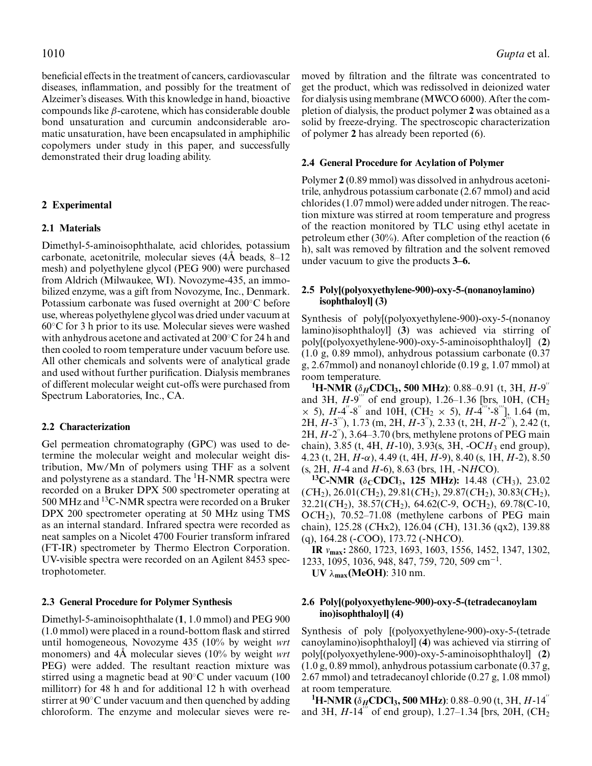beneficial effects in the treatment of cancers, cardiovascular diseases, inflammation, and possibly for the treatment of Alzeimer's diseases. With this knowledge in hand, bioactive compounds like $\beta$-carotene, which has considerable double bond unsaturation and curcumin andconsiderable aromatic unsaturation, have been encapsulated in amphiphilic copolymers under study in this paper, and successfully demonstrated their drug loading ability.

## 2 Experimental

### 2.1 Materials

Dimethyl-5-aminoisophthalate, acid chlorides, potassium carbonate, acetonitrile, molecular sieves (4Å beads, 8–12 mesh) and polyethylene glycol (PEG 900) were purchased from Aldrich (Milwaukee, WI). Novozyme-435, an immobilized enzyme, was a gift from Novozyme, Inc., Denmark. Potassium carbonate was fused overnight at 200°C before use, whereas polyethylene glycol was dried under vacuum at 60°C for 3 h prior to its use. Molecular sieves were washed with anhydrous acetone and activated at 200°C for 24 h and then cooled to room temperature under vacuum before use. All other chemicals and solvents were of analytical grade and used without further purification. Dialysis membranes of different molecular weight cut-offs were purchased from Spectrum Laboratories, Inc., CA.

### 2.2 Characterization

Gel permeation chromatography (GPC) was used to determine the molecular weight and molecular weight distribution, Mw/Mn of polymers using THF as a solvent and polystyrene as a standard. The $^{1}$H-NMR spectra were recorded on a Bruker DPX 500 spectrometer operating at 500 MHz and $^{13}$C-NMR spectra were recorded on a Bruker DPX 200 spectrometer operating at 50 MHz using TMS as an internal standard. Infrared spectra were recorded as neat samples on a Nicolet 4700 Fourier transform infrared (FT-IR) spectrometer by Thermo Electron Corporation. UV-visible spectra were recorded on an Agilent 8453 spectrophotometer.

### 2.3 General Procedure for Polymer Synthesis

Dimethyl-5-aminoisophthalate (**1**, 1.0 mmol) and PEG 900 (1.0 mmol) were placed in a round-bottom flask and stirred until homogeneous, Novozyme 435 (10% by weight *wrt* monomers) and 4Å molecular sieves (10% by weight *wrt* PEG) were added. The resultant reaction mixture was stirred using a magnetic bead at 90°C under vacuum (100 millitorr) for 48 h and for additional 12 h with overhead stirrer at 90°C under vacuum and then quenched by adding chloroform. The enzyme and molecular sieves were removed by filtration and the filtrate was concentrated to get the product, which was redissolved in deionized water for dialysis using membrane (MWCO 6000). After the completion of dialysis, the product polymer **2** was obtained as a solid by freeze-drying. The spectroscopic characterization of polymer **2** has already been reported (6).

### 2.4 General Procedure for Acylation of Polymer

Polymer **2** (0.89 mmol) was dissolved in anhydrous acetonitrile, anhydrous potassium carbonate (2.67 mmol) and acid chlorides (1.07 mmol) were added under nitrogen. The reaction mixture was stirred at room temperature and progress of the reaction monitored by TLC using ethyl acetate in petroleum ether (30%). After completion of the reaction (6 h), salt was removed by filtration and the solvent removed under vacuum to give the products **3–6.**

### 2.5 Poly[(polyoxyethylene-900)-oxy-5-(nonanoylamino) isophthaloyl] (3)

Synthesis of poly[(polyoxyethylene-900)-oxy-5-(nonanoy lamino)isophthaloyl] (**3**) was achieved via stirring of poly[(polyoxyethylene-900)-oxy-5-aminoisophthaloyl] (**2**) (1.0 g, 0.89 mmol), anhydrous potassium carbonate (0.37 g, 2.67mmol) and nonanoyl chloride (0.19 g, 1.07 mmol) at room temperature.

**$^{1}$H-NMR ($\delta_H$CDCl$_3$, 500 MHz)**: 0.88–0.91 (t, 3H, $H$-9$''$ and 3H, $H$-9$'''$ of end group), 1.26–1.36 [brs, 10H, (CH$_2$ × 5), $H$-4$''$-8$''$ and 10H, (CH$_2$ × 5), $H$-4$'''$-8$'''$], 1.64 (m, 2H, $H$-3$'''$), 1.73 (m, 2H, $H$-3$''$), 2.33 (t, 2H, $H$-2$'''$), 2.42 (t, 2H, $H$-2$''$), 3.64–3.70 (brs, methylene protons of PEG main chain), 3.85 (t, 4H, $H$-10), 3.93(s, 3H, -OC$H_3$ end group), 4.23 (t, 2H, $H$-$\alpha$), 4.49 (t, 4H, $H$-9), 8.40 (s, 1H, $H$-2), 8.50 (s, 2H, $H$-4 and $H$-6), 8.63 (brs, 1H, -N$H$CO).

**$^{13}$C-NMR ($\delta_C$CDCl$_3$, 125 MHz):** 14.48 ($C$H$_3$), 23.02 ($C$H$_2$), 26.01($C$H$_2$), 29.81($C$H$_2$), 29.87($C$H$_2$), 30.83($C$H$_2$), 32.21($C$H$_2$), 38.57($C$H$_2$), 64.62(C-9, O$C$H$_2$), 69.78(C-10, O$C$H$_2$), 70.52–71.08 (methylene carbons of PEG main chain), 125.28 ($C$Hx2), 126.04 ($C$H), 131.36 (qx2), 139.88 (q), 164.28 (-$C$OO), 173.72 (-NH$C$O).

**IR $\nu_{max}$:** 2860, 1723, 1693, 1603, 1556, 1452, 1347, 1302, 1233, 1095, 1036, 948, 847, 759, 720, 509 cm$^{-1}$.

**UV $\lambda_{max}$(MeOH)**: 310 nm.

### 2.6 Poly[(polyoxyethylene-900)-oxy-5-(tetradecanoylam ino)isophthaloyl] (4)

Synthesis of poly [(polyoxyethylene-900)-oxy-5-(tetrade canoylamino)isophthaloyl] (**4**) was achieved via stirring of poly[(polyoxyethylene-900)-oxy-5-aminoisophthaloyl] (**2**) (1.0 g, 0.89 mmol), anhydrous potassium carbonate (0.37 g, 2.67 mmol) and tetradecanoyl chloride (0.27 g, 1.08 mmol) at room temperature.

**$^{1}$H-NMR ($\delta_H$CDCl$_3$, 500 MHz)**: 0.88–0.90 (t, 3H, $H$-14$''$ and 3H, $H$-14$'''$ of end group), 1.27–1.34 [brs, 20H, (CH$_2$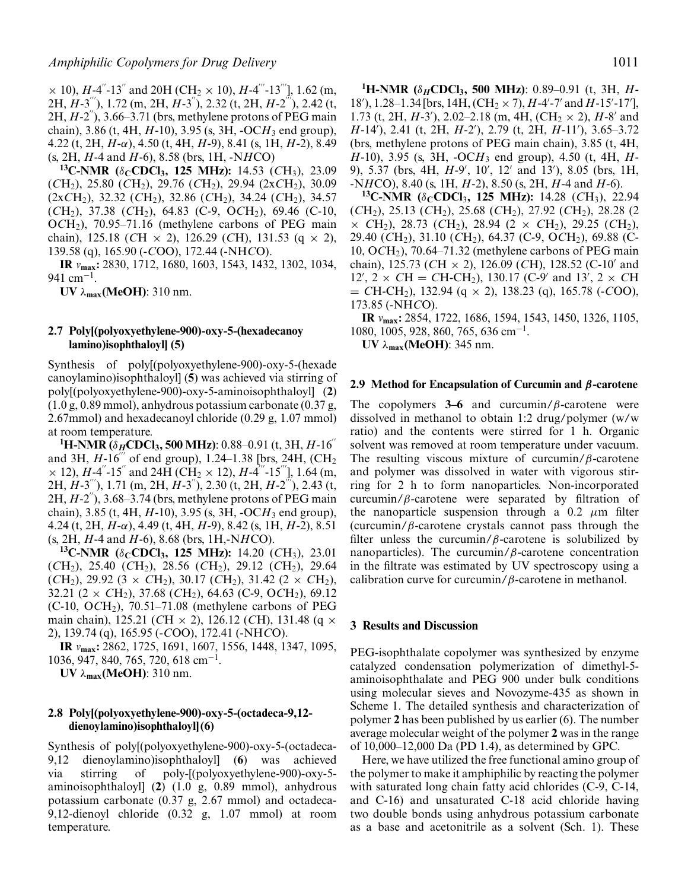$\times$ 10), $H$-4$''$-13$''$ and 20H (CH$_2$ $\times$ 10), $H$-4$'''$-13$'''$], 1.62 (m, 2H, $H$-3$'''$), 1.72 (m, 2H, $H$-3$''$), 2.32 (t, 2H, $H$-2$''$), 2.42 (t, 2H, $H$-2$''$), 3.66–3.71 (brs, methylene protons of PEG main chain), 3.86 (t, 4H, $H$-10), 3.95 (s, 3H, -OC$H_3$ end group), 4.22 (t, 2H, $H$-$\alpha$), 4.50 (t, 4H, $H$-9), 8.41 (s, 1H, $H$-2), 8.49 (s, 2H, $H$-4 and $H$-6), 8.58 (brs, 1H, -N$H$CO)

**$^{13}$C-NMR ($\delta_C$CDCl$_3$, 125 MHz):** 14.53 ($C$H$_3$), 23.09 ($C$H$_2$), 25.80 ($C$H$_2$), 29.76 ($C$H$_2$), 29.94 (2x$C$H$_2$), 30.09 (2x$C$H$_2$), 32.32 ($C$H$_2$), 32.86 ($C$H$_2$), 34.24 ($C$H$_2$), 34.57 ($C$H$_2$), 37.38 ($C$H$_2$), 64.83 (C-9, O$C$H$_2$), 69.46 (C-10, O$C$H$_2$), 70.95–71.16 (methylene carbons of PEG main chain), 125.18 ($C$H $\times$ 2), 126.29 ($C$H), 131.53 (q $\times$ 2), 139.58 (q), 165.90 (-$C$OO), 172.44 (-NH$C$O).

**IR $\nu_{max}$:** 2830, 1712, 1680, 1603, 1543, 1432, 1302, 1034, 941 cm$^{-1}$.

**UV $\lambda_{max}$(MeOH)**: 310 nm.

### 2.7 Poly[(polyoxyethylene-900)-oxy-5-(hexadecanoylamino)isophthaloyl] (5)

Synthesis of poly[(polyoxyethylene-900)-oxy-5-(hexadecanoylamino)isophthaloyl] (**5**) was achieved via stirring of poly[(polyoxyethylene-900)-oxy-5-aminoisophthaloyl] (**2**) (1.0 g, 0.89 mmol), anhydrous potassium carbonate (0.37 g, 2.67mmol) and hexadecanoyl chloride (0.29 g, 1.07 mmol) at room temperature.

**$^1$H-NMR ($\delta_H$CDCl$_3$, 500 MHz)**: 0.88–0.91 (t, 3H, $H$-16$''$ and 3H, $H$-16$'''$ of end group), 1.24–1.38 [brs, 24H, (CH$_2$ $\times$ 12), $H$-4$''$-15$''$ and 24H (CH$_2$ $\times$ 12), $H$-4$'''$-15$'''$], 1.64 (m, 2H, $H$-3$'''$), 1.71 (m, 2H, $H$-3$''$), 2.30 (t, 2H, $H$-2$'''$), 2.43 (t, 2H, $H$-2$''$), 3.68–3.74 (brs, methylene protons of PEG main chain), 3.85 (t, 4H, $H$-10), 3.95 (s, 3H, -OC$H_3$ end group), 4.24 (t, 2H, $H$-$\alpha$), 4.49 (t, 4H, $H$-9), 8.42 (s, 1H, $H$-2), 8.51 (s, 2H, $H$-4 and $H$-6), 8.68 (brs, 1H,-N$H$CO).

**$^{13}$C-NMR ($\delta_C$CDCl$_3$, 125 MHz):** 14.20 ($C$H$_3$), 23.01 ($C$H$_2$), 25.40 ($C$H$_2$), 28.56 ($C$H$_2$), 29.12 ($C$H$_2$), 29.64 ($C$H$_2$), 29.92 (3 $\times$ $C$H$_2$), 30.17 ($C$H$_2$), 31.42 (2 $\times$ $C$H$_2$), 32.21 (2 $\times$ $C$H$_2$), 37.68 ($C$H$_2$), 64.63 (C-9, O$C$H$_2$), 69.12 (C-10, O$C$H$_2$), 70.51–71.08 (methylene carbons of PEG main chain), 125.21 ($C$H $\times$ 2), 126.12 ($C$H), 131.48 (q $\times$ 2), 139.74 (q), 165.95 (-$C$OO), 172.41 (-NH$C$O).

**IR $\nu_{max}$:** 2862, 1725, 1691, 1607, 1556, 1448, 1347, 1095, 1036, 947, 840, 765, 720, 618 cm$^{-1}$.

**UV $\lambda_{max}$(MeOH)**: 310 nm.

### 2.8 Poly[(polyoxyethylene-900)-oxy-5-(octadeca-9,12-dienoylamino)isophthaloyl](6)

Synthesis of poly[(polyoxyethylene-900)-oxy-5-(octadeca-9,12 dienoylamino)isophthaloyl] (**6**) was achieved via stirring of poly-[(polyoxyethylene-900)-oxy-5-aminoisophthaloyl] (**2**) (1.0 g, 0.89 mmol), anhydrous potassium carbonate (0.37 g, 2.67 mmol) and octadeca-9,12-dienoyl chloride (0.32 g, 1.07 mmol) at room temperature.

**$^1$H-NMR ($\delta_H$CDCl$_3$, 500 MHz)**: 0.89–0.91 (t, 3H, $H$-18$'$), 1.28–1.34 [brs, 14H, (CH$_2$ $\times$ 7), $H$-4$'$-7$'$ and $H$-15$'$-17$'$], 1.73 (t, 2H, $H$-3$'$), 2.02–2.18 (m, 4H, (CH$_2$ $\times$ 2), $H$-8$'$ and $H$-14$'$), 2.41 (t, 2H, $H$-2$'$), 2.79 (t, 2H, $H$-11$'$), 3.65–3.72 (brs, methylene protons of PEG main chain), 3.85 (t, 4H, $H$-10), 3.95 (s, 3H, -OC$H_3$ end group), 4.50 (t, 4H, $H$-9), 5.37 (brs, 4H, $H$-9$'$, 10$'$, 12$'$ and 13$'$), 8.05 (brs, 1H, -N$H$CO), 8.40 (s, 1H, $H$-2), 8.50 (s, 2H, $H$-4 and $H$-6).

**$^{13}$C-NMR ($\delta_C$CDCl$_3$, 125 MHz):** 14.28 ($C$H$_3$), 22.94 ($C$H$_2$), 25.13 ($C$H$_2$), 25.68 ($C$H$_2$), 27.92 ($C$H$_2$), 28.28 (2 $\times$ $C$H$_2$), 28.73 ($C$H$_2$), 28.94 (2 $\times$ $C$H$_2$), 29.25 ($C$H$_2$), 29.40 ($C$H$_2$), 31.10 ($C$H$_2$), 64.37 (C-9, O$C$H$_2$), 69.88 (C-10, O$C$H$_2$), 70.64–71.32 (methylene carbons of PEG main chain), 125.73 ($C$H $\times$ 2), 126.09 ($C$H), 128.52 (C-10$'$ and 12$'$, 2 $\times$ $C$H = $C$H-CH$_2$), 130.17 (C-9$'$ and 13$'$, 2 $\times$ $C$H = $C$H-CH$_2$), 132.94 (q $\times$ 2), 138.23 (q), 165.78 (-$C$OO), 173.85 (-NH$C$O).

**IR $\nu_{max}$:** 2854, 1722, 1686, 1594, 1543, 1450, 1326, 1105, 1080, 1005, 928, 860, 765, 636 cm$^{-1}$.

**UV $\lambda_{max}$(MeOH)**: 345 nm.

### 2.9 Method for Encapsulation of Curcumin and $\beta$-carotene

The copolymers **3–6** and curcumin/$\beta$-carotene were dissolved in methanol to obtain 1:2 drug/polymer (w/w ratio) and the contents were stirred for 1 h. Organic solvent was removed at room temperature under vacuum. The resulting viscous mixture of curcumin/$\beta$-carotene and polymer was dissolved in water with vigorous stirring for 2 h to form nanoparticles. Non-incorporated curcumin/$\beta$-carotene were separated by filtration of the nanoparticle suspension through a 0.2 $\mu$m filter (curcumin/$\beta$-carotene crystals cannot pass through the filter unless the curcumin/$\beta$-carotene is solubilized by nanoparticles). The curcumin/$\beta$-carotene concentration in the filtrate was estimated by UV spectroscopy using a calibration curve for curcumin/$\beta$-carotene in methanol.

## 3 Results and Discussion

PEG-isophthalate copolymer was synthesized by enzyme catalyzed condensation polymerization of dimethyl-5-aminoisophthalate and PEG 900 under bulk conditions using molecular sieves and Novozyme-435 as shown in Scheme 1. The detailed synthesis and characterization of polymer **2** has been published by us earlier (6). The number average molecular weight of the polymer **2** was in the range of 10,000–12,000 Da (PD 1.4), as determined by GPC.

Here, we have utilized the free functional amino group of the polymer to make it amphiphilic by reacting the polymer with saturated long chain fatty acid chlorides (C-9, C-14, and C-16) and unsaturated C-18 acid chloride having two double bonds using anhydrous potassium carbonate as a base and acetonitrile as a solvent (Sch. 1). These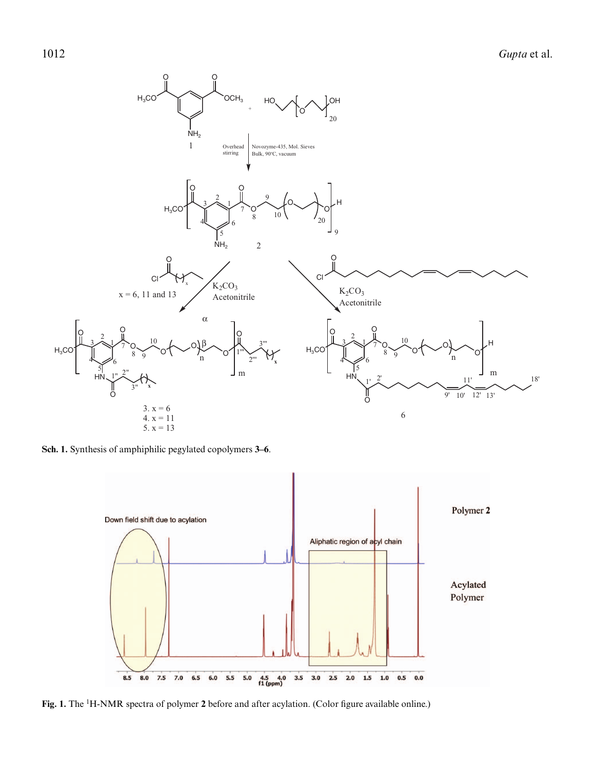Sch. 1. Synthesis of amphiphilic pegylated copolymers **3–6**.

Fig. 1. The $^{1}$H-NMR spectra of polymer **2** before and after acylation. (Color figure available online.)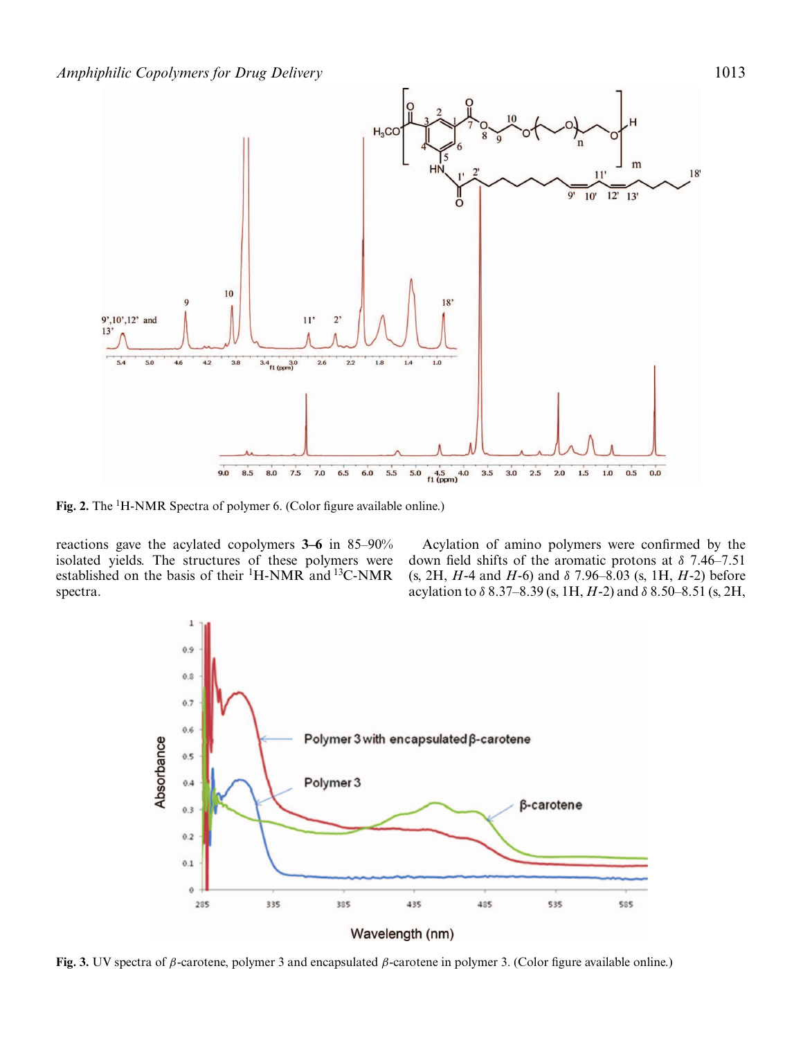Fig. 2. The [1]H-NMR Spectra of polymer 6. (Color figure available online.)

reactions gave the acylated copolymers **3–6** in 85–90% isolated yields. The structures of these polymers were established on the basis of their [1]H-NMR and [13]C-NMR spectra.

Acylation of amino polymers were confirmed by the down field shifts of the aromatic protons at $\delta$ 7.46–7.51 (s, 2H, *H*-4 and *H*-6) and $\delta$ 7.96–8.03 (s, 1H, *H*-2) before acylation to $\delta$ 8.37–8.39 (s, 1H, *H*-2) and $\delta$ 8.50–8.51 (s, 2H,

Fig. 3. UV spectra of $\beta$-carotene, polymer 3 and encapsulated $\beta$-carotene in polymer 3. (Color figure available online.)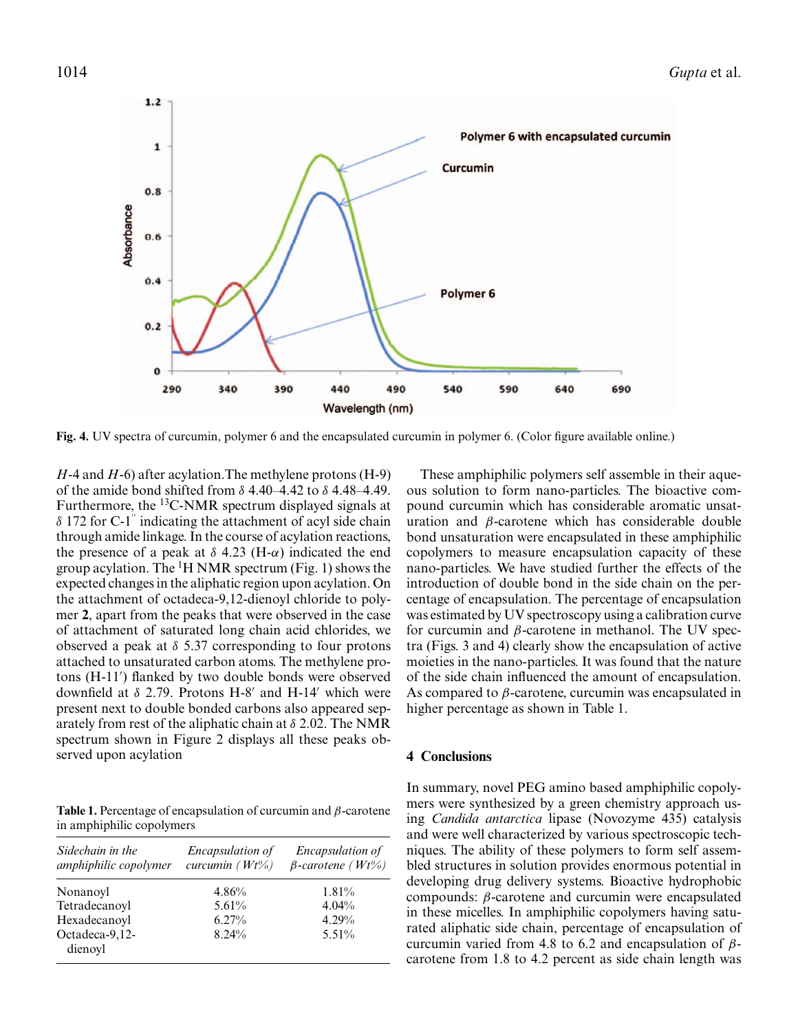Fig. 4. UV spectra of curcumin, polymer 6 and the encapsulated curcumin in polymer 6. (Color figure available online.)

*H*-4 and *H*-6) after acylation. The methylene protons (H-9) of the amide bond shifted from $\delta$ 4.40–4.42 to $\delta$ 4.48–4.49. Furthermore, the $^{13}$C-NMR spectrum displayed signals at $\delta$ 172 for C-1$''$ indicating the attachment of acyl side chain through amide linkage. In the course of acylation reactions, the presence of a peak at $\delta$ 4.23 (H-$\alpha$) indicated the end group acylation. The $^{1}$H NMR spectrum (Fig. 1) shows the expected changes in the aliphatic region upon acylation. On the attachment of octadeca-9,12-dienoyl chloride to polymer **2**, apart from the peaks that were observed in the case of attachment of saturated long chain acid chlorides, we observed a peak at $\delta$ 5.37 corresponding to four protons attached to unsaturated carbon atoms. The methylene protons (H-11$'$) flanked by two double bonds were observed downfield at $\delta$ 2.79. Protons H-8$'$ and H-14$'$ which were present next to double bonded carbons also appeared separately from rest of the aliphatic chain at $\delta$ 2.02. The NMR spectrum shown in Figure 2 displays all these peaks observed upon acylation

**Table 1.** Percentage of encapsulation of curcumin and $\beta$-carotene in amphiphilic copolymers

| *Sidechain in the amphiphilic copolymer* | *Encapsulation of curcumin (Wt%)* | *Encapsulation of β-carotene (Wt%)* |
|---|---|---|
| Nonanoyl | 4.86% | 1.81% |
| Tetradecanoyl | 5.61% | 4.04% |
| Hexadecanoyl | 6.27% | 4.29% |
| Octadeca-9,12-dienoyl | 8.24% | 5.51% |

These amphiphilic polymers self assemble in their aqueous solution to form nano-particles. The bioactive compound curcumin which has considerable aromatic unsaturation and $\beta$-carotene which has considerable double bond unsaturation were encapsulated in these amphiphilic copolymers to measure encapsulation capacity of these nano-particles. We have studied further the effects of the introduction of double bond in the side chain on the percentage of encapsulation. The percentage of encapsulation was estimated by UV spectroscopy using a calibration curve for curcumin and $\beta$-carotene in methanol. The UV spectra (Figs. 3 and 4) clearly show the encapsulation of active moieties in the nano-particles. It was found that the nature of the side chain influenced the amount of encapsulation. As compared to $\beta$-carotene, curcumin was encapsulated in higher percentage as shown in Table 1.

## 4 Conclusions

In summary, novel PEG amino based amphiphilic copolymers were synthesized by a green chemistry approach using *Candida antarctica* lipase (Novozyme 435) catalysis and were well characterized by various spectroscopic techniques. The ability of these polymers to form self assembled structures in solution provides enormous potential in developing drug delivery systems. Bioactive hydrophobic compounds: $\beta$-carotene and curcumin were encapsulated in these micelles. In amphiphilic copolymers having saturated aliphatic side chain, percentage of encapsulation of curcumin varied from 4.8 to 6.2 and encapsulation of $\beta$-carotene from 1.8 to 4.2 percent as side chain length was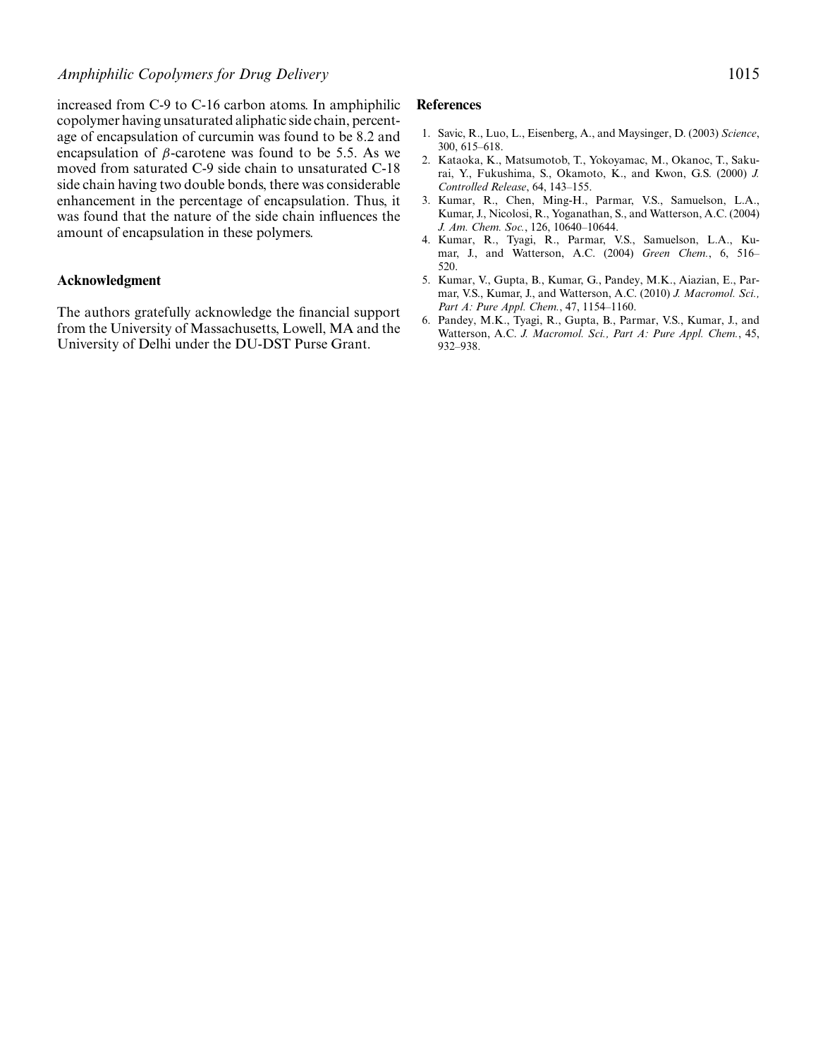increased from C-9 to C-16 carbon atoms. In amphiphilic copolymer having unsaturated aliphatic side chain, percentage of encapsulation of curcumin was found to be 8.2 and encapsulation of $\beta$-carotene was found to be 5.5. As we moved from saturated C-9 side chain to unsaturated C-18 side chain having two double bonds, there was considerable enhancement in the percentage of encapsulation. Thus, it was found that the nature of the side chain influences the amount of encapsulation in these polymers.

## Acknowledgment

The authors gratefully acknowledge the financial support from the University of Massachusetts, Lowell, MA and the University of Delhi under the DU-DST Purse Grant.

## References

1. Savic, R., Luo, L., Eisenberg, A., and Maysinger, D. (2003) *Science*, 300, 615–618.
2. Kataoka, K., Matsumotob, T., Yokoyamac, M., Okanoc, T., Sakurai, Y., Fukushima, S., Okamoto, K., and Kwon, G.S. (2000) *J. Controlled Release*, 64, 143–155.
3. Kumar, R., Chen, Ming-H., Parmar, V.S., Samuelson, L.A., Kumar, J., Nicolosi, R., Yoganathan, S., and Watterson, A.C. (2004) *J. Am. Chem. Soc.*, 126, 10640–10644.
4. Kumar, R., Tyagi, R., Parmar, V.S., Samuelson, L.A., Kumar, J., and Watterson, A.C. (2004) *Green Chem.*, 6, 516–520.
5. Kumar, V., Gupta, B., Kumar, G., Pandey, M.K., Aiazian, E., Parmar, V.S., Kumar, J., and Watterson, A.C. (2010) *J. Macromol. Sci., Part A: Pure Appl. Chem.*, 47, 1154–1160.
6. Pandey, M.K., Tyagi, R., Gupta, B., Parmar, V.S., Kumar, J., and Watterson, A.C. *J. Macromol. Sci., Part A: Pure Appl. Chem.*, 45, 932–938.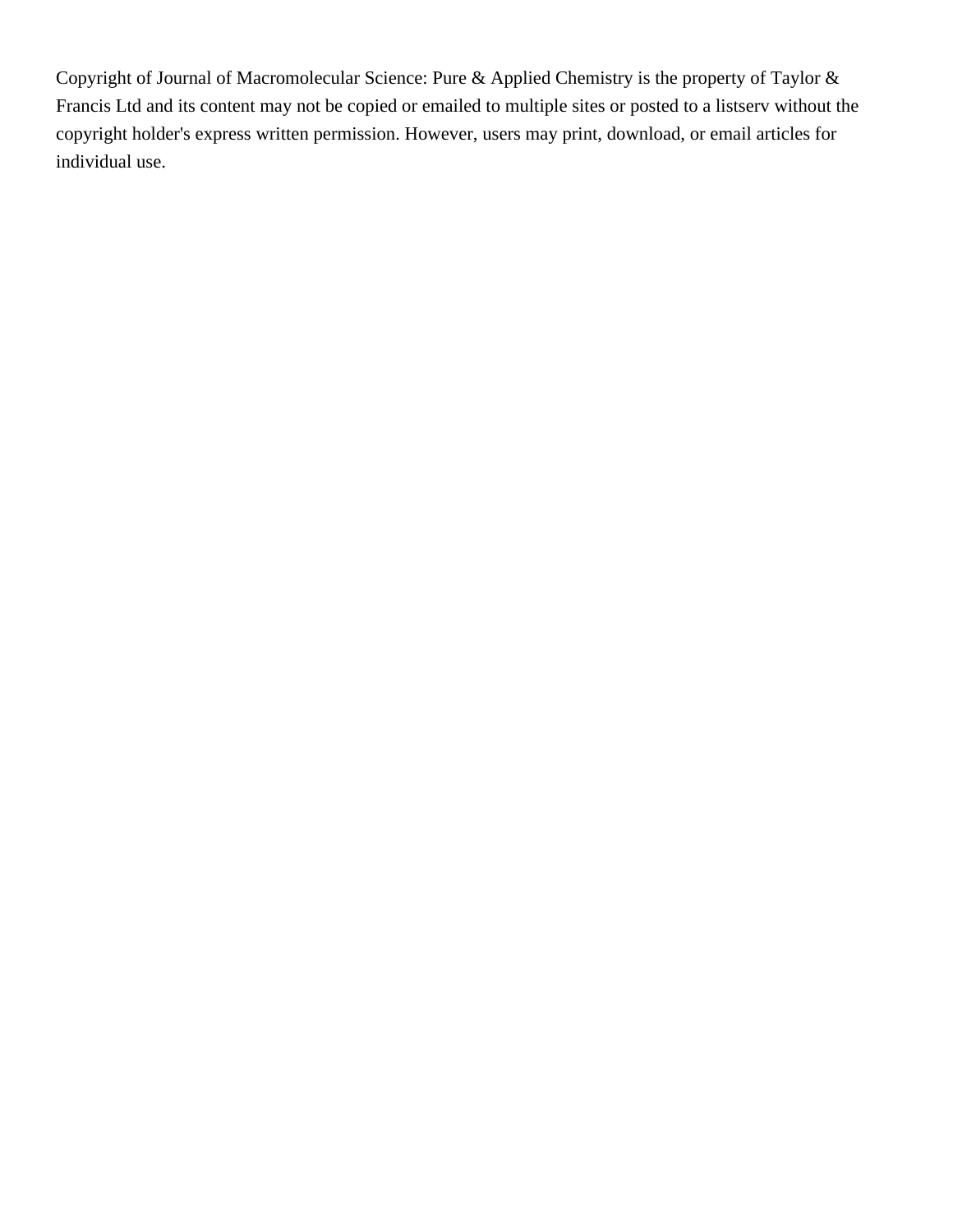Copyright of Journal of Macromolecular Science: Pure & Applied Chemistry is the property of Taylor & Francis Ltd and its content may not be copied or emailed to multiple sites or posted to a listserv without the copyright holder's express written permission. However, users may print, download, or email articles for individual use.